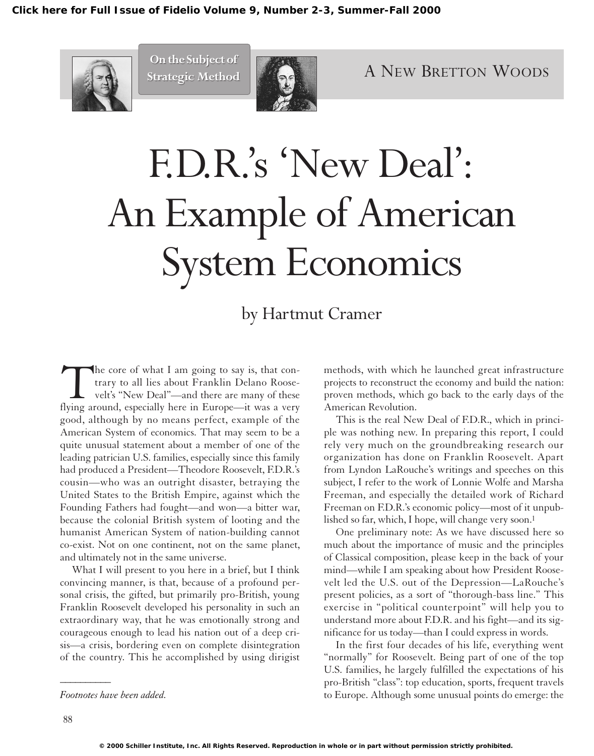On the Subject of Strategic Method

A NEW BRETTON WOODS

# F.D.R.'s 'New Deal': An Example of American System Economics

by Hartmut Cramer

The core of what I am going to say is, that contrary to all lies about Franklin Delano Roosevelt's "New Deal"—and there are many of these flying around, especially here in Europe—it was a very good, although by no means perfect, example of the American System of economics. That may seem to be a quite unusual statement about a member of one of the leading patrician U.S. families, especially since this family had produced a President—Theodore Roosevelt, F.D.R.'s cousin—who was an outright disaster, betraying the United States to the British Empire, against which the Founding Fathers had fought—and won—a bitter war, because the colonial British system of looting and the humanist American System of nation-building cannot co-exist. Not on one continent, not on the same planet, and ultimately not in the same universe.

What I will present to you here in a brief, but I think convincing manner, is that, because of a profound personal crisis, the gifted, but primarily pro-British, young Franklin Roosevelt developed his personality in such an extraordinary way, that he was emotionally strong and courageous enough to lead his nation out of a deep crisis—a crisis, bordering even on complete disintegration of the country. This he accomplished by using dirigist methods, with which he launched great infrastructure projects to reconstruct the economy and build the nation: proven methods, which go back to the early days of the American Revolution.

This is the real New Deal of F.D.R., which in principle was nothing new. In preparing this report, I could rely very much on the groundbreaking research our organization has done on Franklin Roosevelt. Apart from Lyndon LaRouche's writings and speeches on this subject, I refer to the work of Lonnie Wolfe and Marsha Freeman, and especially the detailed work of Richard Freeman on F.D.R.'s economic policy—most of it unpublished so far, which, I hope, will change very soon.[1]

One preliminary note: As we have discussed here so much about the importance of music and the principles of Classical composition, please keep in the back of your mind—while I am speaking about how President Roosevelt led the U.S. out of the Depression—LaRouche's present policies, as a sort of "thorough-bass line." This exercise in "political counterpoint" will help you to understand more about F.D.R. and his fight—and its significance for us today—than I could express in words.

In the first four decades of his life, everything went "normally" for Roosevelt. Being part of one of the top U.S. families, he largely fulfilled the expectations of his pro-British "class": top education, sports, frequent travels to Europe. Although some unusual points do emerge: the

---

*Footnotes have been added.*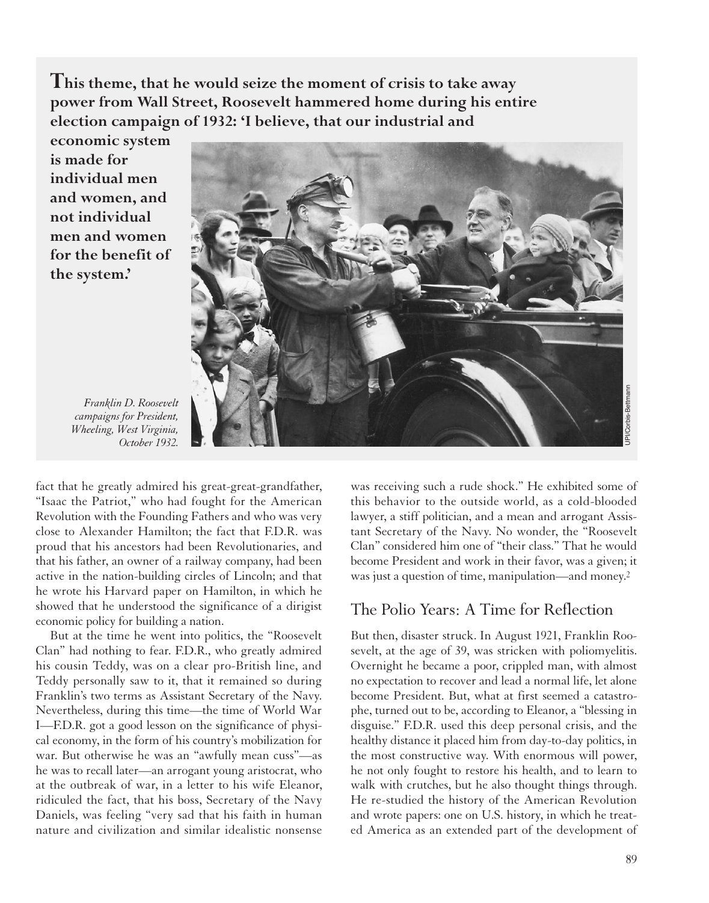**This theme, that he would seize the moment of crisis to take away power from Wall Street, Roosevelt hammered home during his entire election campaign of 1932: 'I believe, that our industrial and economic system is made for individual men and women, and not individual men and women for the benefit of the system.'**

*Franklin D. Roosevelt campaigns for President, Wheeling, West Virginia, October 1932.*

fact that he greatly admired his great-great-grandfather, "Isaac the Patriot," who had fought for the American Revolution with the Founding Fathers and who was very close to Alexander Hamilton; the fact that F.D.R. was proud that his ancestors had been Revolutionaries, and that his father, an owner of a railway company, had been active in the nation-building circles of Lincoln; and that he wrote his Harvard paper on Hamilton, in which he showed that he understood the significance of a dirigist economic policy for building a nation.

But at the time he went into politics, the "Roosevelt Clan" had nothing to fear. F.D.R., who greatly admired his cousin Teddy, was on a clear pro-British line, and Teddy personally saw to it, that it remained so during Franklin's two terms as Assistant Secretary of the Navy. Nevertheless, during this time—the time of World War I—F.D.R. got a good lesson on the significance of physical economy, in the form of his country's mobilization for war. But otherwise he was an "awfully mean cuss"—as he was to recall later—an arrogant young aristocrat, who at the outbreak of war, in a letter to his wife Eleanor, ridiculed the fact, that his boss, Secretary of the Navy Daniels, was feeling "very sad that his faith in human nature and civilization and similar idealistic nonsense was receiving such a rude shock." He exhibited some of this behavior to the outside world, as a cold-blooded lawyer, a stiff politician, and a mean and arrogant Assistant Secretary of the Navy. No wonder, the "Roosevelt Clan" considered him one of "their class." That he would become President and work in their favor, was a given; it was just a question of time, manipulation—and money.[2]

## The Polio Years: A Time for Reflection

But then, disaster struck. In August 1921, Franklin Roosevelt, at the age of 39, was stricken with poliomyelitis. Overnight he became a poor, crippled man, with almost no expectation to recover and lead a normal life, let alone become President. But, what at first seemed a catastrophe, turned out to be, according to Eleanor, a "blessing in disguise." F.D.R. used this deep personal crisis, and the healthy distance it placed him from day-to-day politics, in the most constructive way. With enormous will power, he not only fought to restore his health, and to learn to walk with crutches, but he also thought things through. He re-studied the history of the American Revolution and wrote papers: one on U.S. history, in which he treated America as an extended part of the development of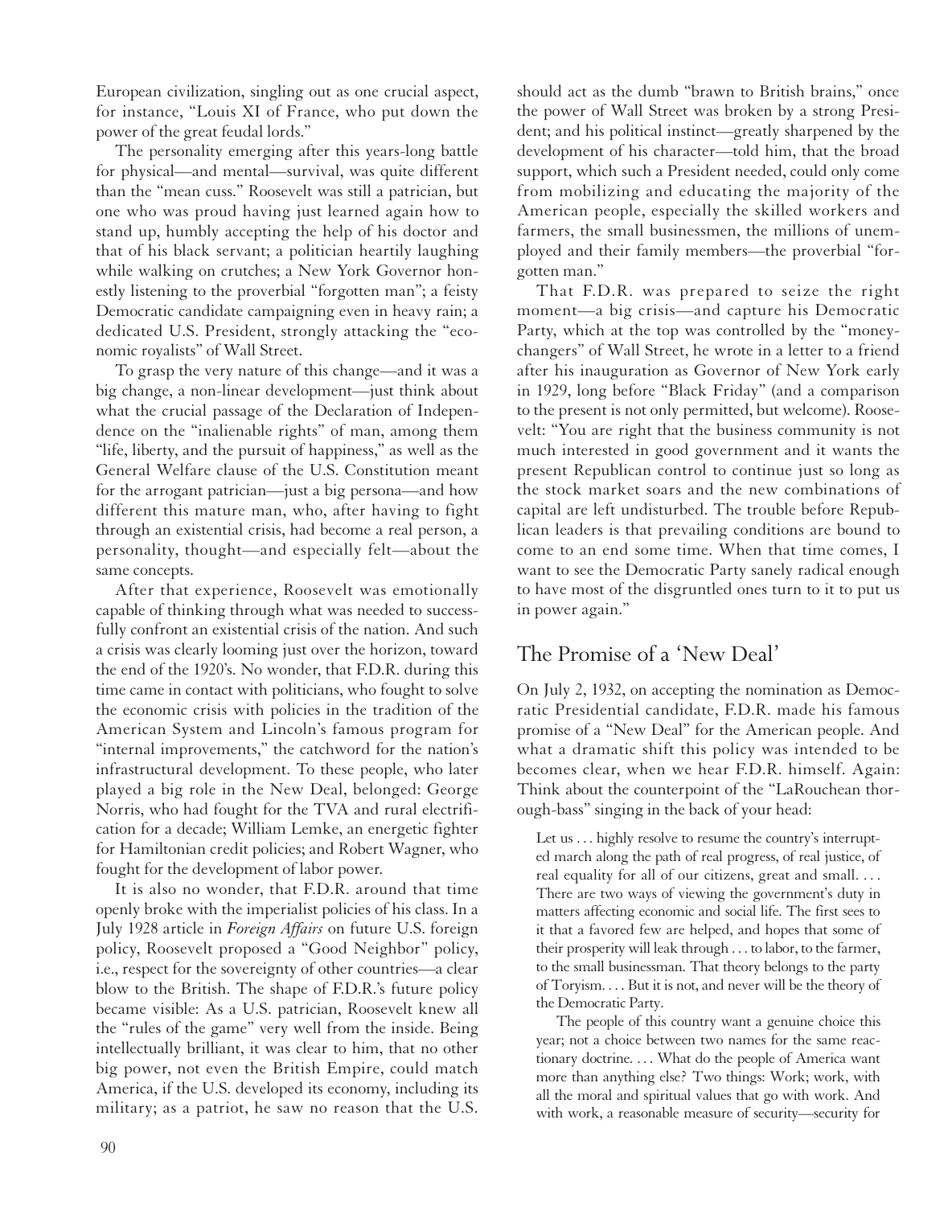European civilization, singling out as one crucial aspect, for instance, "Louis XI of France, who put down the power of the great feudal lords."

The personality emerging after this years-long battle for physical—and mental—survival, was quite different than the "mean cuss." Roosevelt was still a patrician, but one who was proud having just learned again how to stand up, humbly accepting the help of his doctor and that of his black servant; a politician heartily laughing while walking on crutches; a New York Governor honestly listening to the proverbial "forgotten man"; a feisty Democratic candidate campaigning even in heavy rain; a dedicated U.S. President, strongly attacking the "economic royalists" of Wall Street.

To grasp the very nature of this change—and it was a big change, a non-linear development—just think about what the crucial passage of the Declaration of Independence on the "inalienable rights" of man, among them "life, liberty, and the pursuit of happiness," as well as the General Welfare clause of the U.S. Constitution meant for the arrogant patrician—just a big persona—and how different this mature man, who, after having to fight through an existential crisis, had become a real person, a personality, thought—and especially felt—about the same concepts.

After that experience, Roosevelt was emotionally capable of thinking through what was needed to successfully confront an existential crisis of the nation. And such a crisis was clearly looming just over the horizon, toward the end of the 1920's. No wonder, that F.D.R. during this time came in contact with politicians, who fought to solve the economic crisis with policies in the tradition of the American System and Lincoln's famous program for "internal improvements," the catchword for the nation's infrastructural development. To these people, who later played a big role in the New Deal, belonged: George Norris, who had fought for the TVA and rural electrification for a decade; William Lemke, an energetic fighter for Hamiltonian credit policies; and Robert Wagner, who fought for the development of labor power.

It is also no wonder, that F.D.R. around that time openly broke with the imperialist policies of his class. In a July 1928 article in *Foreign Affairs* on future U.S. foreign policy, Roosevelt proposed a "Good Neighbor" policy, i.e., respect for the sovereignty of other countries—a clear blow to the British. The shape of F.D.R.'s future policy became visible: As a U.S. patrician, Roosevelt knew all the "rules of the game" very well from the inside. Being intellectually brilliant, it was clear to him, that no other big power, not even the British Empire, could match America, if the U.S. developed its economy, including its military; as a patriot, he saw no reason that the U.S. should act as the dumb "brawn to British brains," once the power of Wall Street was broken by a strong President; and his political instinct—greatly sharpened by the development of his character—told him, that the broad support, which such a President needed, could only come from mobilizing and educating the majority of the American people, especially the skilled workers and farmers, the small businessmen, the millions of unemployed and their family members—the proverbial "forgotten man."

That F.D.R. was prepared to seize the right moment—a big crisis—and capture his Democratic Party, which at the top was controlled by the "moneychangers" of Wall Street, he wrote in a letter to a friend after his inauguration as Governor of New York early in 1929, long before "Black Friday" (and a comparison to the present is not only permitted, but welcome). Roosevelt: "You are right that the business community is not much interested in good government and it wants the present Republican control to continue just so long as the stock market soars and the new combinations of capital are left undisturbed. The trouble before Republican leaders is that prevailing conditions are bound to come to an end some time. When that time comes, I want to see the Democratic Party sanely radical enough to have most of the disgruntled ones turn to it to put us in power again."

## The Promise of a 'New Deal'

On July 2, 1932, on accepting the nomination as Democratic Presidential candidate, F.D.R. made his famous promise of a "New Deal" for the American people. And what a dramatic shift this policy was intended to be becomes clear, when we hear F.D.R. himself. Again: Think about the counterpoint of the "LaRouchean thorough-bass" singing in the back of your head:

> Let us . . . highly resolve to resume the country's interrupted march along the path of real progress, of real justice, of real equality for all of our citizens, great and small. . . . There are two ways of viewing the government's duty in matters affecting economic and social life. The first sees to it that a favored few are helped, and hopes that some of their prosperity will leak through . . . to labor, to the farmer, to the small businessman. That theory belongs to the party of Toryism. . . . But it is not, and never will be the theory of the Democratic Party.
>
> The people of this country want a genuine choice this year; not a choice between two names for the same reactionary doctrine. . . . What do the people of America want more than anything else? Two things: Work; work, with all the moral and spiritual values that go with work. And with work, a reasonable measure of security—security for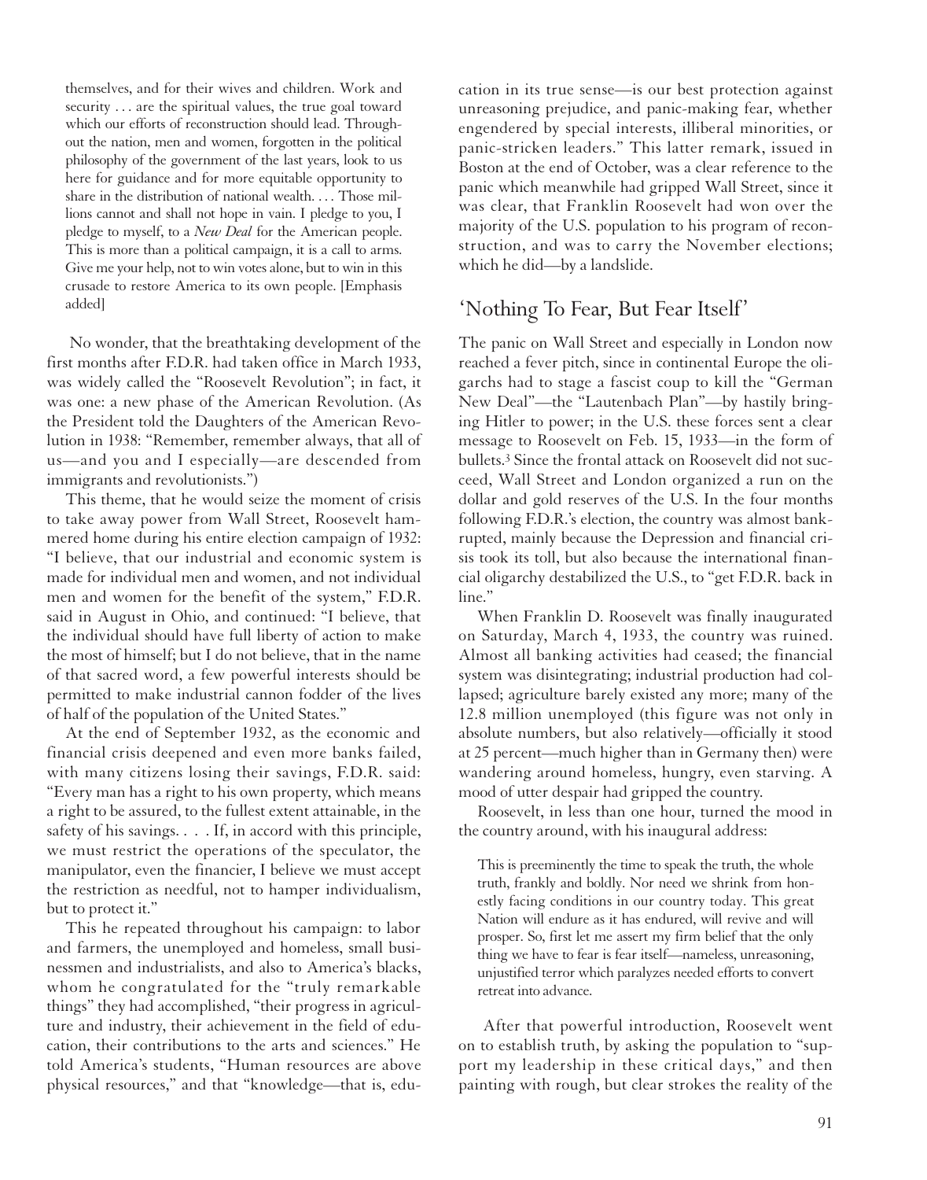> themselves, and for their wives and children. Work and security . . . are the spiritual values, the true goal toward which our efforts of reconstruction should lead. Throughout the nation, men and women, forgotten in the political philosophy of the government of the last years, look to us here for guidance and for more equitable opportunity to share in the distribution of national wealth. . . . Those millions cannot and shall not hope in vain. I pledge to you, I pledge to myself, to a *New Deal* for the American people. This is more than a political campaign, it is a call to arms. Give me your help, not to win votes alone, but to win in this crusade to restore America to its own people. [Emphasis added]

No wonder, that the breathtaking development of the first months after F.D.R. had taken office in March 1933, was widely called the "Roosevelt Revolution"; in fact, it was one: a new phase of the American Revolution. (As the President told the Daughters of the American Revolution in 1938: "Remember, remember always, that all of us—and you and I especially—are descended from immigrants and revolutionists.")

This theme, that he would seize the moment of crisis to take away power from Wall Street, Roosevelt hammered home during his entire election campaign of 1932: "I believe, that our industrial and economic system is made for individual men and women, and not individual men and women for the benefit of the system," F.D.R. said in August in Ohio, and continued: "I believe, that the individual should have full liberty of action to make the most of himself; but I do not believe, that in the name of that sacred word, a few powerful interests should be permitted to make industrial cannon fodder of the lives of half of the population of the United States."

At the end of September 1932, as the economic and financial crisis deepened and even more banks failed, with many citizens losing their savings, F.D.R. said: "Every man has a right to his own property, which means a right to be assured, to the fullest extent attainable, in the safety of his savings. . . . If, in accord with this principle, we must restrict the operations of the speculator, the manipulator, even the financier, I believe we must accept the restriction as needful, not to hamper individualism, but to protect it."

This he repeated throughout his campaign: to labor and farmers, the unemployed and homeless, small businessmen and industrialists, and also to America's blacks, whom he congratulated for the "truly remarkable things" they had accomplished, "their progress in agriculture and industry, their achievement in the field of education, their contributions to the arts and sciences." He told America's students, "Human resources are above physical resources," and that "knowledge—that is, education in its true sense—is our best protection against unreasoning prejudice, and panic-making fear, whether engendered by special interests, illiberal minorities, or panic-stricken leaders." This latter remark, issued in Boston at the end of October, was a clear reference to the panic which meanwhile had gripped Wall Street, since it was clear, that Franklin Roosevelt had won over the majority of the U.S. population to his program of reconstruction, and was to carry the November elections; which he did—by a landslide.

## 'Nothing To Fear, But Fear Itself'

The panic on Wall Street and especially in London now reached a fever pitch, since in continental Europe the oligarchs had to stage a fascist coup to kill the "German New Deal"—the "Lautenbach Plan"—by hastily bringing Hitler to power; in the U.S. these forces sent a clear message to Roosevelt on Feb. 15, 1933—in the form of bullets.[3] Since the frontal attack on Roosevelt did not succeed, Wall Street and London organized a run on the dollar and gold reserves of the U.S. In the four months following F.D.R.'s election, the country was almost bankrupted, mainly because the Depression and financial crisis took its toll, but also because the international financial oligarchy destabilized the U.S., to "get F.D.R. back in line."

When Franklin D. Roosevelt was finally inaugurated on Saturday, March 4, 1933, the country was ruined. Almost all banking activities had ceased; the financial system was disintegrating; industrial production had collapsed; agriculture barely existed any more; many of the 12.8 million unemployed (this figure was not only in absolute numbers, but also relatively—officially it stood at 25 percent—much higher than in Germany then) were wandering around homeless, hungry, even starving. A mood of utter despair had gripped the country.

Roosevelt, in less than one hour, turned the mood in the country around, with his inaugural address:

> This is preeminently the time to speak the truth, the whole truth, frankly and boldly. Nor need we shrink from honestly facing conditions in our country today. This great Nation will endure as it has endured, will revive and will prosper. So, first let me assert my firm belief that the only thing we have to fear is fear itself—nameless, unreasoning, unjustified terror which paralyzes needed efforts to convert retreat into advance.

After that powerful introduction, Roosevelt went on to establish truth, by asking the population to "support my leadership in these critical days," and then painting with rough, but clear strokes the reality of the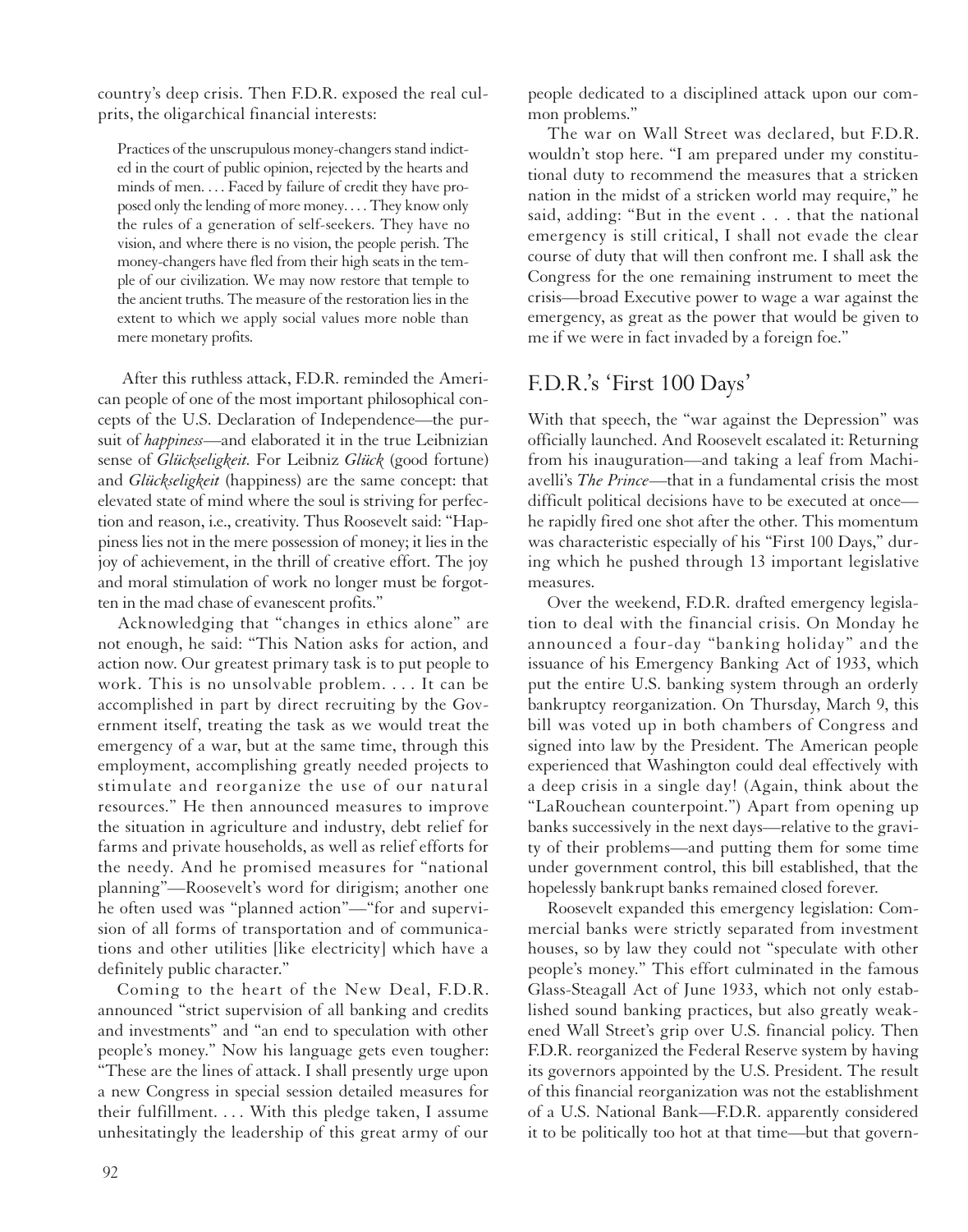country's deep crisis. Then F.D.R. exposed the real culprits, the oligarchical financial interests:

> Practices of the unscrupulous money-changers stand indicted in the court of public opinion, rejected by the hearts and minds of men. . . . Faced by failure of credit they have proposed only the lending of more money. . . . They know only the rules of a generation of self-seekers. They have no vision, and where there is no vision, the people perish. The money-changers have fled from their high seats in the temple of our civilization. We may now restore that temple to the ancient truths. The measure of the restoration lies in the extent to which we apply social values more noble than mere monetary profits.

After this ruthless attack, F.D.R. reminded the American people of one of the most important philosophical concepts of the U.S. Declaration of Independence—the pursuit of *happiness*—and elaborated it in the true Leibnizian sense of *Glückseligkeit.* For Leibniz *Glück* (good fortune) and *Glückseligkeit* (happiness) are the same concept: that elevated state of mind where the soul is striving for perfection and reason, i.e., creativity. Thus Roosevelt said: "Happiness lies not in the mere possession of money; it lies in the joy of achievement, in the thrill of creative effort. The joy and moral stimulation of work no longer must be forgotten in the mad chase of evanescent profits."

Acknowledging that "changes in ethics alone" are not enough, he said: "This Nation asks for action, and action now. Our greatest primary task is to put people to work. This is no unsolvable problem. . . . It can be accomplished in part by direct recruiting by the Government itself, treating the task as we would treat the emergency of a war, but at the same time, through this employment, accomplishing greatly needed projects to stimulate and reorganize the use of our natural resources." He then announced measures to improve the situation in agriculture and industry, debt relief for farms and private households, as well as relief efforts for the needy. And he promised measures for "national planning"—Roosevelt's word for dirigism; another one he often used was "planned action"—"for and supervision of all forms of transportation and of communications and other utilities [like electricity] which have a definitely public character."

Coming to the heart of the New Deal, F.D.R. announced "strict supervision of all banking and credits and investments" and "an end to speculation with other people's money." Now his language gets even tougher: "These are the lines of attack. I shall presently urge upon a new Congress in special session detailed measures for their fulfillment. . . . With this pledge taken, I assume unhesitatingly the leadership of this great army of our people dedicated to a disciplined attack upon our common problems."

The war on Wall Street was declared, but F.D.R. wouldn't stop here. "I am prepared under my constitutional duty to recommend the measures that a stricken nation in the midst of a stricken world may require," he said, adding: "But in the event . . . that the national emergency is still critical, I shall not evade the clear course of duty that will then confront me. I shall ask the Congress for the one remaining instrument to meet the crisis—broad Executive power to wage a war against the emergency, as great as the power that would be given to me if we were in fact invaded by a foreign foe."

## F.D.R.'s 'First 100 Days'

With that speech, the "war against the Depression" was officially launched. And Roosevelt escalated it: Returning from his inauguration—and taking a leaf from Machiavelli's *The Prince*—that in a fundamental crisis the most difficult political decisions have to be executed at once—he rapidly fired one shot after the other. This momentum was characteristic especially of his "First 100 Days," during which he pushed through 13 important legislative measures.

Over the weekend, F.D.R. drafted emergency legislation to deal with the financial crisis. On Monday he announced a four-day "banking holiday" and the issuance of his Emergency Banking Act of 1933, which put the entire U.S. banking system through an orderly bankruptcy reorganization. On Thursday, March 9, this bill was voted up in both chambers of Congress and signed into law by the President. The American people experienced that Washington could deal effectively with a deep crisis in a single day! (Again, think about the "LaRouchean counterpoint.") Apart from opening up banks successively in the next days—relative to the gravity of their problems—and putting them for some time under government control, this bill established, that the hopelessly bankrupt banks remained closed forever.

Roosevelt expanded this emergency legislation: Commercial banks were strictly separated from investment houses, so by law they could not "speculate with other people's money." This effort culminated in the famous Glass-Steagall Act of June 1933, which not only established sound banking practices, but also greatly weakened Wall Street's grip over U.S. financial policy. Then F.D.R. reorganized the Federal Reserve system by having its governors appointed by the U.S. President. The result of this financial reorganization was not the establishment of a U.S. National Bank—F.D.R. apparently considered it to be politically too hot at that time—but that govern-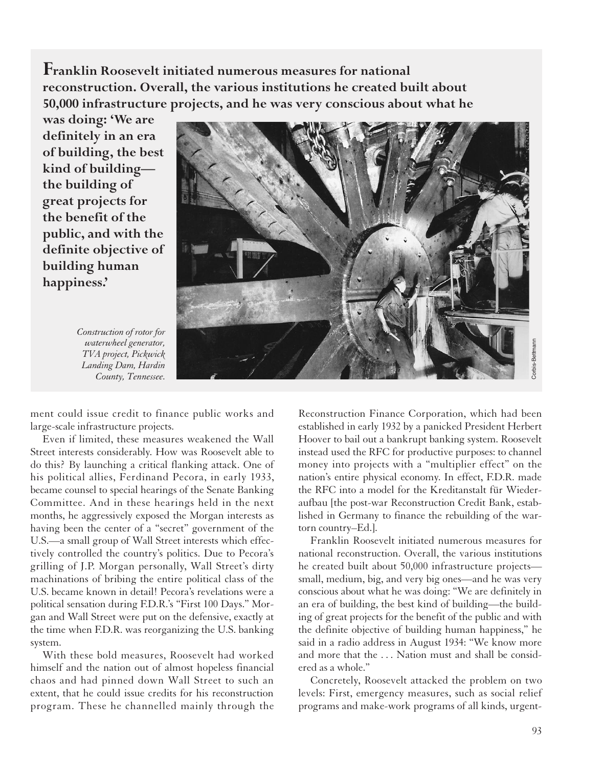**Franklin Roosevelt initiated numerous measures for national reconstruction. Overall, the various institutions he created built about 50,000 infrastructure projects, and he was very conscious about what he was doing: 'We are definitely in an era of building, the best kind of building—the building of great projects for the benefit of the public, and with the definite objective of building human happiness.'**

*Construction of rotor for waterwheel generator, TVA project, Pickwick Landing Dam, Hardin County, Tennessee.*

ment could issue credit to finance public works and large-scale infrastructure projects.

Even if limited, these measures weakened the Wall Street interests considerably. How was Roosevelt able to do this? By launching a critical flanking attack. One of his political allies, Ferdinand Pecora, in early 1933, became counsel to special hearings of the Senate Banking Committee. And in these hearings held in the next months, he aggressively exposed the Morgan interests as having been the center of a "secret" government of the U.S.—a small group of Wall Street interests which effectively controlled the country's politics. Due to Pecora's grilling of J.P. Morgan personally, Wall Street's dirty machinations of bribing the entire political class of the U.S. became known in detail! Pecora's revelations were a political sensation during F.D.R.'s "First 100 Days." Morgan and Wall Street were put on the defensive, exactly at the time when F.D.R. was reorganizing the U.S. banking system.

With these bold measures, Roosevelt had worked himself and the nation out of almost hopeless financial chaos and had pinned down Wall Street to such an extent, that he could issue credits for his reconstruction program. These he channelled mainly through the Reconstruction Finance Corporation, which had been established in early 1932 by a panicked President Herbert Hoover to bail out a bankrupt banking system. Roosevelt instead used the RFC for productive purposes: to channel money into projects with a "multiplier effect" on the nation's entire physical economy. In effect, F.D.R. made the RFC into a model for the Kreditanstalt für Wiederaufbau [the post-war Reconstruction Credit Bank, established in Germany to finance the rebuilding of the war-torn country–Ed.].

Franklin Roosevelt initiated numerous measures for national reconstruction. Overall, the various institutions he created built about 50,000 infrastructure projects—small, medium, big, and very big ones—and he was very conscious about what he was doing: "We are definitely in an era of building, the best kind of building—the building of great projects for the benefit of the public and with the definite objective of building human happiness," he said in a radio address in August 1934: "We know more and more that the . . . Nation must and shall be considered as a whole."

Concretely, Roosevelt attacked the problem on two levels: First, emergency measures, such as social relief programs and make-work programs of all kinds, urgent-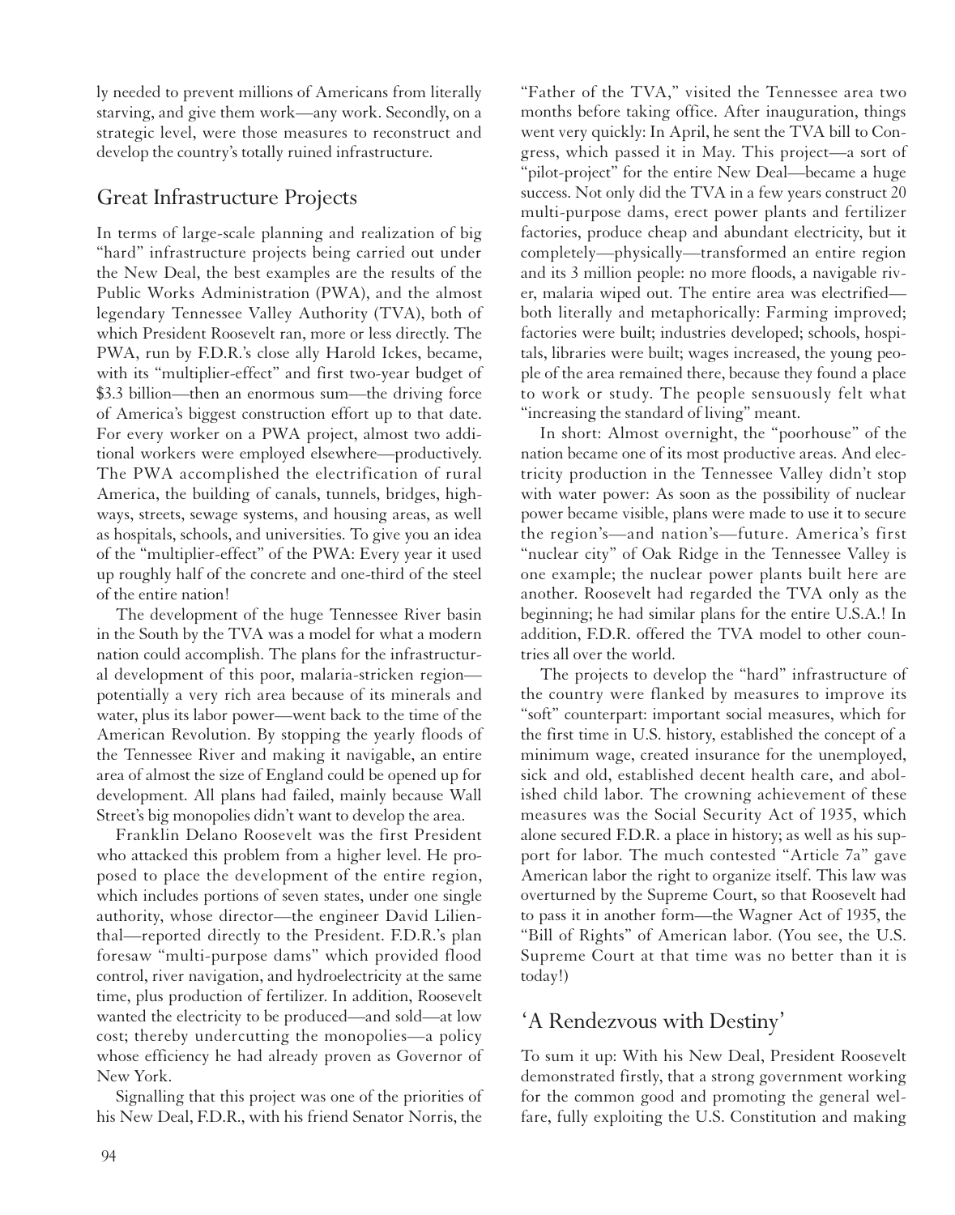ly needed to prevent millions of Americans from literally starving, and give them work—any work. Secondly, on a strategic level, were those measures to reconstruct and develop the country's totally ruined infrastructure.

## Great Infrastructure Projects

In terms of large-scale planning and realization of big "hard" infrastructure projects being carried out under the New Deal, the best examples are the results of the Public Works Administration (PWA), and the almost legendary Tennessee Valley Authority (TVA), both of which President Roosevelt ran, more or less directly. The PWA, run by F.D.R.'s close ally Harold Ickes, became, with its "multiplier-effect" and first two-year budget of $3.3 billion—then an enormous sum—the driving force of America's biggest construction effort up to that date. For every worker on a PWA project, almost two additional workers were employed elsewhere—productively. The PWA accomplished the electrification of rural America, the building of canals, tunnels, bridges, highways, streets, sewage systems, and housing areas, as well as hospitals, schools, and universities. To give you an idea of the "multiplier-effect" of the PWA: Every year it used up roughly half of the concrete and one-third of the steel of the entire nation!

The development of the huge Tennessee River basin in the South by the TVA was a model for what a modern nation could accomplish. The plans for the infrastructural development of this poor, malaria-stricken region—potentially a very rich area because of its minerals and water, plus its labor power—went back to the time of the American Revolution. By stopping the yearly floods of the Tennessee River and making it navigable, an entire area of almost the size of England could be opened up for development. All plans had failed, mainly because Wall Street's big monopolies didn't want to develop the area.

Franklin Delano Roosevelt was the first President who attacked this problem from a higher level. He proposed to place the development of the entire region, which includes portions of seven states, under one single authority, whose director—the engineer David Lilienthal—reported directly to the President. F.D.R.'s plan foresaw "multi-purpose dams" which provided flood control, river navigation, and hydroelectricity at the same time, plus production of fertilizer. In addition, Roosevelt wanted the electricity to be produced—and sold—at low cost; thereby undercutting the monopolies—a policy whose efficiency he had already proven as Governor of New York.

Signalling that this project was one of the priorities of his New Deal, F.D.R., with his friend Senator Norris, the "Father of the TVA," visited the Tennessee area two months before taking office. After inauguration, things went very quickly: In April, he sent the TVA bill to Congress, which passed it in May. This project—a sort of "pilot-project" for the entire New Deal—became a huge success. Not only did the TVA in a few years construct 20 multi-purpose dams, erect power plants and fertilizer factories, produce cheap and abundant electricity, but it completely—physically—transformed an entire region and its 3 million people: no more floods, a navigable river, malaria wiped out. The entire area was electrified—both literally and metaphorically: Farming improved; factories were built; industries developed; schools, hospitals, libraries were built; wages increased, the young people of the area remained there, because they found a place to work or study. The people sensuously felt what "increasing the standard of living" meant.

In short: Almost overnight, the "poorhouse" of the nation became one of its most productive areas. And electricity production in the Tennessee Valley didn't stop with water power: As soon as the possibility of nuclear power became visible, plans were made to use it to secure the region's—and nation's—future. America's first "nuclear city" of Oak Ridge in the Tennessee Valley is one example; the nuclear power plants built here are another. Roosevelt had regarded the TVA only as the beginning; he had similar plans for the entire U.S.A.! In addition, F.D.R. offered the TVA model to other countries all over the world.

The projects to develop the "hard" infrastructure of the country were flanked by measures to improve its "soft" counterpart: important social measures, which for the first time in U.S. history, established the concept of a minimum wage, created insurance for the unemployed, sick and old, established decent health care, and abolished child labor. The crowning achievement of these measures was the Social Security Act of 1935, which alone secured F.D.R. a place in history; as well as his support for labor. The much contested "Article 7a" gave American labor the right to organize itself. This law was overturned by the Supreme Court, so that Roosevelt had to pass it in another form—the Wagner Act of 1935, the "Bill of Rights" of American labor. (You see, the U.S. Supreme Court at that time was no better than it is today!)

## 'A Rendezvous with Destiny'

To sum it up: With his New Deal, President Roosevelt demonstrated firstly, that a strong government working for the common good and promoting the general welfare, fully exploiting the U.S. Constitution and making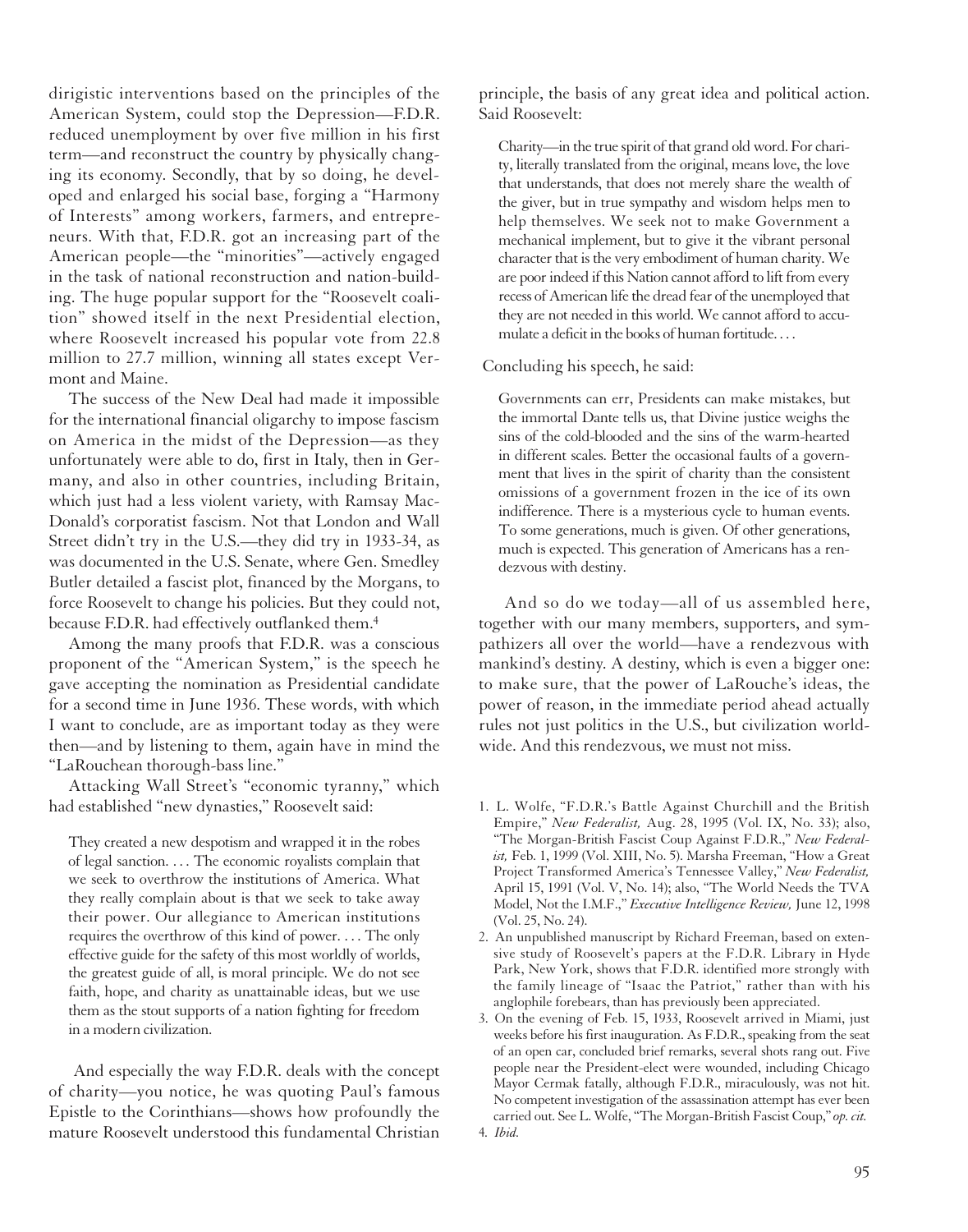dirigistic interventions based on the principles of the American System, could stop the Depression—F.D.R. reduced unemployment by over five million in his first term—and reconstruct the country by physically changing its economy. Secondly, that by so doing, he developed and enlarged his social base, forging a "Harmony of Interests" among workers, farmers, and entrepreneurs. With that, F.D.R. got an increasing part of the American people—the "minorities"—actively engaged in the task of national reconstruction and nation-building. The huge popular support for the "Roosevelt coalition" showed itself in the next Presidential election, where Roosevelt increased his popular vote from 22.8 million to 27.7 million, winning all states except Vermont and Maine.

The success of the New Deal had made it impossible for the international financial oligarchy to impose fascism on America in the midst of the Depression—as they unfortunately were able to do, first in Italy, then in Germany, and also in other countries, including Britain, which just had a less violent variety, with Ramsay MacDonald's corporatist fascism. Not that London and Wall Street didn't try in the U.S.—they did try in 1933-34, as was documented in the U.S. Senate, where Gen. Smedley Butler detailed a fascist plot, financed by the Morgans, to force Roosevelt to change his policies. But they could not, because F.D.R. had effectively outflanked them.[4]

Among the many proofs that F.D.R. was a conscious proponent of the "American System," is the speech he gave accepting the nomination as Presidential candidate for a second time in June 1936. These words, with which I want to conclude, are as important today as they were then—and by listening to them, again have in mind the "LaRouchean thorough-bass line."

Attacking Wall Street's "economic tyranny," which had established "new dynasties," Roosevelt said:

> They created a new despotism and wrapped it in the robes of legal sanction. . . . The economic royalists complain that we seek to overthrow the institutions of America. What they really complain about is that we seek to take away their power. Our allegiance to American institutions requires the overthrow of this kind of power. . . . The only effective guide for the safety of this most worldly of worlds, the greatest guide of all, is moral principle. We do not see faith, hope, and charity as unattainable ideas, but we use them as the stout supports of a nation fighting for freedom in a modern civilization.

And especially the way F.D.R. deals with the concept of charity—you notice, he was quoting Paul's famous Epistle to the Corinthians—shows how profoundly the mature Roosevelt understood this fundamental Christian principle, the basis of any great idea and political action. Said Roosevelt:

> Charity—in the true spirit of that grand old word. For charity, literally translated from the original, means love, the love that understands, that does not merely share the wealth of the giver, but in true sympathy and wisdom helps men to help themselves. We seek not to make Government a mechanical implement, but to give it the vibrant personal character that is the very embodiment of human charity. We are poor indeed if this Nation cannot afford to lift from every recess of American life the dread fear of the unemployed that they are not needed in this world. We cannot afford to accumulate a deficit in the books of human fortitude. . . .

Concluding his speech, he said:

> Governments can err, Presidents can make mistakes, but the immortal Dante tells us, that Divine justice weighs the sins of the cold-blooded and the sins of the warm-hearted in different scales. Better the occasional faults of a government that lives in the spirit of charity than the consistent omissions of a government frozen in the ice of its own indifference. There is a mysterious cycle to human events. To some generations, much is given. Of other generations, much is expected. This generation of Americans has a rendezvous with destiny.

And so do we today—all of us assembled here, together with our many members, supporters, and sympathizers all over the world—have a rendezvous with mankind's destiny. A destiny, which is even a bigger one: to make sure, that the power of LaRouche's ideas, the power of reason, in the immediate period ahead actually rules not just politics in the U.S., but civilization worldwide. And this rendezvous, we must not miss.

---

1. L. Wolfe, "F.D.R.'s Battle Against Churchill and the British Empire," *New Federalist,* Aug. 28, 1995 (Vol. IX, No. 33); also, "The Morgan-British Fascist Coup Against F.D.R.," *New Federalist,* Feb. 1, 1999 (Vol. XIII, No. 5). Marsha Freeman, "How a Great Project Transformed America's Tennessee Valley," *New Federalist,* April 15, 1991 (Vol. V, No. 14); also, "The World Needs the TVA Model, Not the I.M.F.," *Executive Intelligence Review,* June 12, 1998 (Vol. 25, No. 24).
2. An unpublished manuscript by Richard Freeman, based on extensive study of Roosevelt's papers at the F.D.R. Library in Hyde Park, New York, shows that F.D.R. identified more strongly with the family lineage of "Isaac the Patriot," rather than with his anglophile forebears, than has previously been appreciated.
3. On the evening of Feb. 15, 1933, Roosevelt arrived in Miami, just weeks before his first inauguration. As F.D.R., speaking from the seat of an open car, concluded brief remarks, several shots rang out. Five people near the President-elect were wounded, including Chicago Mayor Cermak fatally, although F.D.R., miraculously, was not hit. No competent investigation of the assassination attempt has ever been carried out. See L. Wolfe, "The Morgan-British Fascist Coup," *op. cit.*
4. *Ibid.*